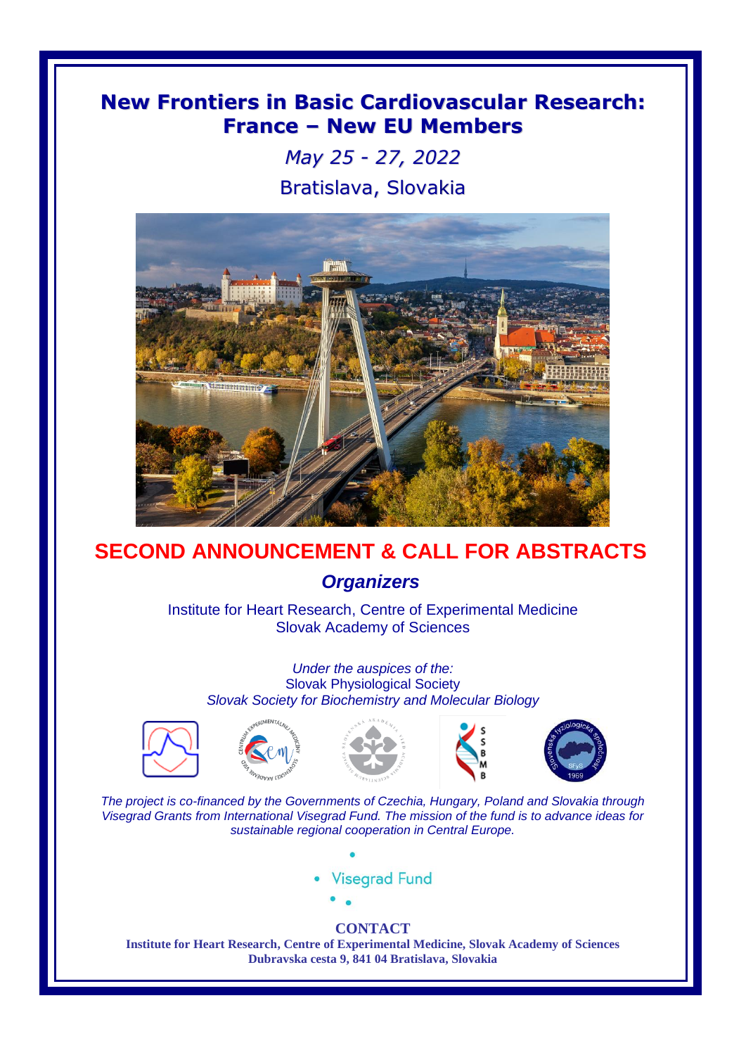# New Frontiers in Basic Cardiovascular Research: France – New EU Members

*May 25 - 27, 2022*

Bratislava, Slovakia

## SECOND ANNOUNCEMENT & CALL FOR ABSTRACTS

### *Organizers*

Institute for Heart Research, Centre of Experimental Medicine
Slovak Academy of Sciences

*Under the auspices of the:*
Slovak Physiological Society
*Slovak Society for Biochemistry and Molecular Biology*

*The project is co-financed by the Governments of Czechia, Hungary, Poland and Slovakia through Visegrad Grants from International Visegrad Fund. The mission of the fund is to advance ideas for sustainable regional cooperation in Central Europe.*

Visegrad Fund

**CONTACT**

**Institute for Heart Research, Centre of Experimental Medicine, Slovak Academy of Sciences**
**Dubravska cesta 9, 841 04 Bratislava, Slovakia**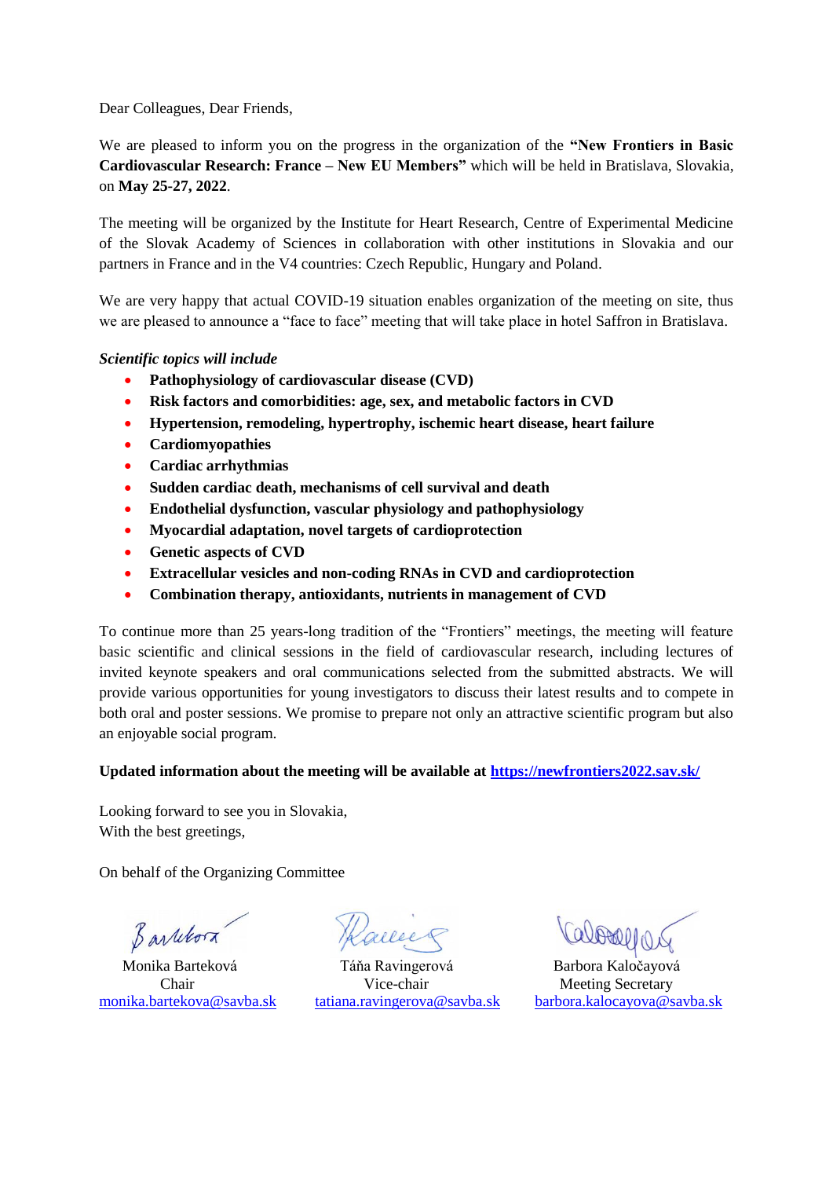Dear Colleagues, Dear Friends,

We are pleased to inform you on the progress in the organization of the **"New Frontiers in Basic Cardiovascular Research: France – New EU Members"** which will be held in Bratislava, Slovakia, on **May 25-27, 2022**.

The meeting will be organized by the Institute for Heart Research, Centre of Experimental Medicine of the Slovak Academy of Sciences in collaboration with other institutions in Slovakia and our partners in France and in the V4 countries: Czech Republic, Hungary and Poland.

We are very happy that actual COVID-19 situation enables organization of the meeting on site, thus we are pleased to announce a "face to face" meeting that will take place in hotel Saffron in Bratislava.

***Scientific topics will include***

- **Pathophysiology of cardiovascular disease (CVD)**
- **Risk factors and comorbidities: age, sex, and metabolic factors in CVD**
- **Hypertension, remodeling, hypertrophy, ischemic heart disease, heart failure**
- **Cardiomyopathies**
- **Cardiac arrhythmias**
- **Sudden cardiac death, mechanisms of cell survival and death**
- **Endothelial dysfunction, vascular physiology and pathophysiology**
- **Myocardial adaptation, novel targets of cardioprotection**
- **Genetic aspects of CVD**
- **Extracellular vesicles and non-coding RNAs in CVD and cardioprotection**
- **Combination therapy, antioxidants, nutrients in management of CVD**

To continue more than 25 years-long tradition of the "Frontiers" meetings, the meeting will feature basic scientific and clinical sessions in the field of cardiovascular research, including lectures of invited keynote speakers and oral communications selected from the submitted abstracts. We will provide various opportunities for young investigators to discuss their latest results and to compete in both oral and poster sessions. We promise to prepare not only an attractive scientific program but also an enjoyable social program.

**Updated information about the meeting will be available at [https://newfrontiers2022.sav.sk/](https://newfrontiers2022.sav.sk/)**

Looking forward to see you in Slovakia,
With the best greetings,

On behalf of the Organizing Committee

Monika Barteková
Chair
monika.bartekova@savba.sk

Táňa Ravingerová
Vice-chair
tatiana.ravingerova@savba.sk

Barbora Kaločayová
Meeting Secretary
barbora.kalocayova@savba.sk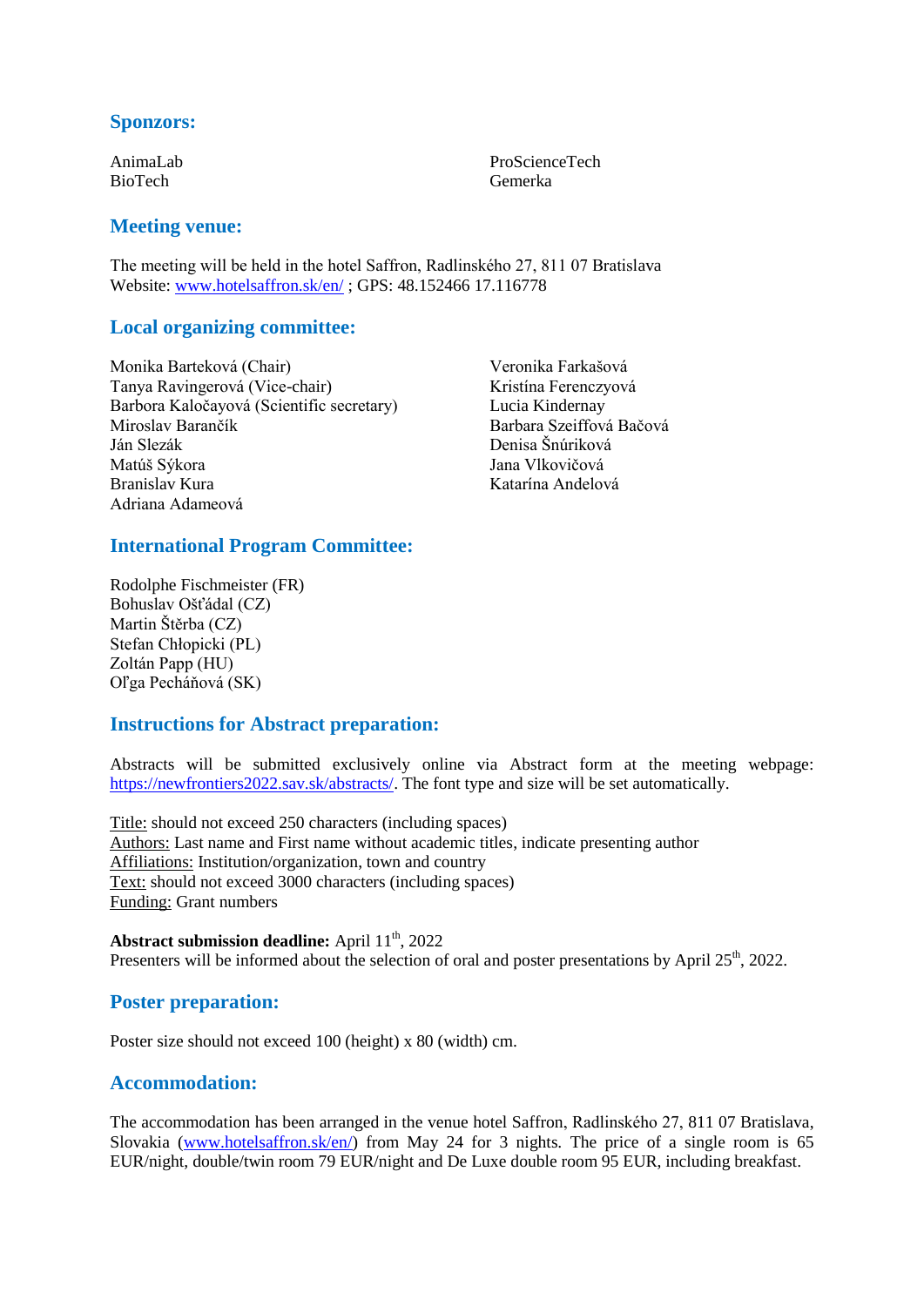## Sponzors:

AnimaLab
BioTech
ProScienceTech
Gemerka

## Meeting venue:

The meeting will be held in the hotel Saffron, Radlinského 27, 811 07 Bratislava
Website: [www.hotelsaffron.sk/en/](www.hotelsaffron.sk/en/) ; GPS: 48.152466 17.116778

## Local organizing committee:

Monika Barteková (Chair)
Tanya Ravingerová (Vice-chair)
Barbora Kaločayová (Scientific secretary)
Miroslav Barančík
Ján Slezák
Matúš Sýkora
Branislav Kura
Adriana Adameová
Veronika Farkašová
Kristína Ferenczyová
Lucia Kindernay
Barbara Szeiffová Bačová
Denisa Šnúriková
Jana Vlkovičová
Katarína Andelová

## International Program Committee:

Rodolphe Fischmeister (FR)
Bohuslav Ošťádal (CZ)
Martin Štěrba (CZ)
Stefan Chłopicki (PL)
Zoltán Papp (HU)
Oľga Pecháňová (SK)

## Instructions for Abstract preparation:

Abstracts will be submitted exclusively online via Abstract form at the meeting webpage: [https://newfrontiers2022.sav.sk/abstracts/](https://newfrontiers2022.sav.sk/abstracts/). The font type and size will be set automatically.

Title: should not exceed 250 characters (including spaces)
Authors: Last name and First name without academic titles, indicate presenting author
Affiliations: Institution/organization, town and country
Text: should not exceed 3000 characters (including spaces)
Funding: Grant numbers

**Abstract submission deadline:** April 11th, 2022
Presenters will be informed about the selection of oral and poster presentations by April 25th, 2022.

## Poster preparation:

Poster size should not exceed 100 (height) x 80 (width) cm.

## Accommodation:

The accommodation has been arranged in the venue hotel Saffron, Radlinského 27, 811 07 Bratislava, Slovakia ([www.hotelsaffron.sk/en/](www.hotelsaffron.sk/en/)) from May 24 for 3 nights. The price of a single room is 65 EUR/night, double/twin room 79 EUR/night and De Luxe double room 95 EUR, including breakfast.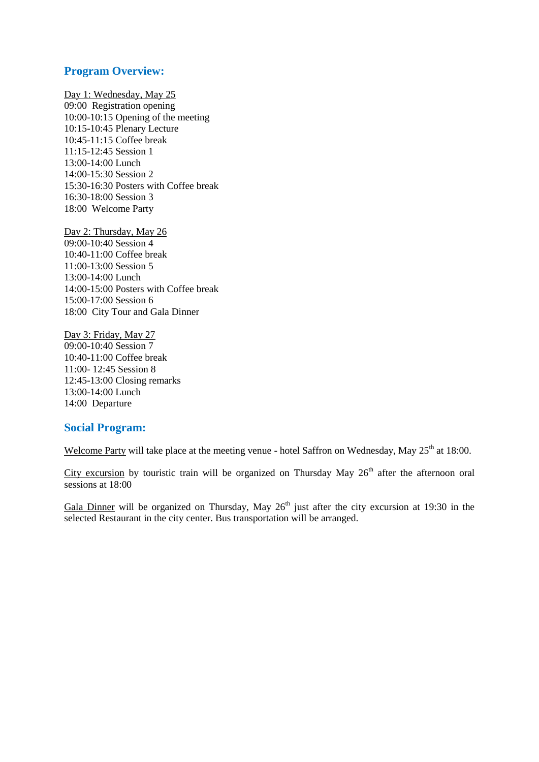## Program Overview:

Day 1: Wednesday, May 25
09:00 Registration opening
10:00-10:15 Opening of the meeting
10:15-10:45 Plenary Lecture
10:45-11:15 Coffee break
11:15-12:45 Session 1
13:00-14:00 Lunch
14:00-15:30 Session 2
15:30-16:30 Posters with Coffee break
16:30-18:00 Session 3
18:00 Welcome Party

Day 2: Thursday, May 26
09:00-10:40 Session 4
10:40-11:00 Coffee break
11:00-13:00 Session 5
13:00-14:00 Lunch
14:00-15:00 Posters with Coffee break
15:00-17:00 Session 6
18:00 City Tour and Gala Dinner

Day 3: Friday, May 27
09:00-10:40 Session 7
10:40-11:00 Coffee break
11:00- 12:45 Session 8
12:45-13:00 Closing remarks
13:00-14:00 Lunch
14:00 Departure

## Social Program:

Welcome Party will take place at the meeting venue - hotel Saffron on Wednesday, May 25th at 18:00.

City excursion by touristic train will be organized on Thursday May 26th after the afternoon oral sessions at 18:00

Gala Dinner will be organized on Thursday, May 26th just after the city excursion at 19:30 in the selected Restaurant in the city center. Bus transportation will be arranged.